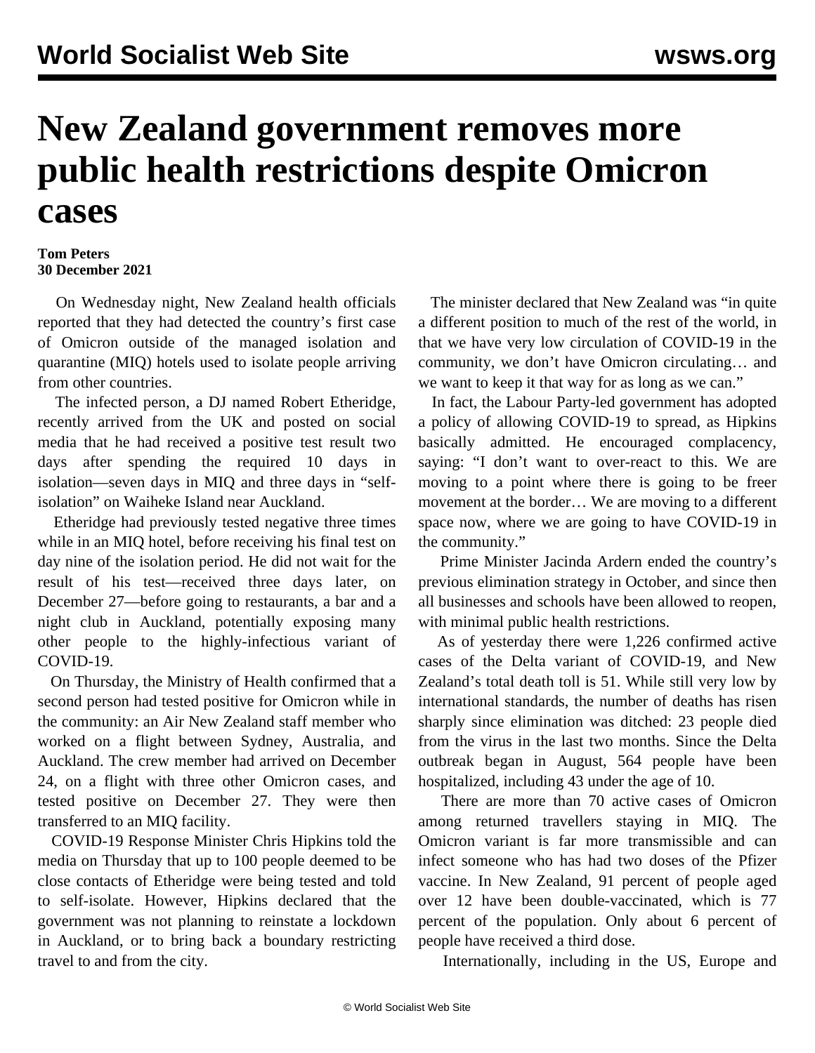# New Zealand government removes more public health restrictions despite Omicron cases

**Tom Peters**
**30 December 2021**

On Wednesday night, New Zealand health officials reported that they had detected the country's first case of Omicron outside of the managed isolation and quarantine (MIQ) hotels used to isolate people arriving from other countries.

The infected person, a DJ named Robert Etheridge, recently arrived from the UK and posted on social media that he had received a positive test result two days after spending the required 10 days in isolation—seven days in MIQ and three days in "self-isolation" on Waiheke Island near Auckland.

Etheridge had previously tested negative three times while in an MIQ hotel, before receiving his final test on day nine of the isolation period. He did not wait for the result of his test—received three days later, on December 27—before going to restaurants, a bar and a night club in Auckland, potentially exposing many other people to the highly-infectious variant of COVID-19.

On Thursday, the Ministry of Health confirmed that a second person had tested positive for Omicron while in the community: an Air New Zealand staff member who worked on a flight between Sydney, Australia, and Auckland. The crew member had arrived on December 24, on a flight with three other Omicron cases, and tested positive on December 27. They were then transferred to an MIQ facility.

COVID-19 Response Minister Chris Hipkins told the media on Thursday that up to 100 people deemed to be close contacts of Etheridge were being tested and told to self-isolate. However, Hipkins declared that the government was not planning to reinstate a lockdown in Auckland, or to bring back a boundary restricting travel to and from the city.

The minister declared that New Zealand was "in quite a different position to much of the rest of the world, in that we have very low circulation of COVID-19 in the community, we don't have Omicron circulating… and we want to keep it that way for as long as we can."

In fact, the Labour Party-led government has adopted a policy of allowing COVID-19 to spread, as Hipkins basically admitted. He encouraged complacency, saying: "I don't want to over-react to this. We are moving to a point where there is going to be freer movement at the border… We are moving to a different space now, where we are going to have COVID-19 in the community."

Prime Minister Jacinda Ardern ended the country's previous elimination strategy in October, and since then all businesses and schools have been allowed to reopen, with minimal public health restrictions.

As of yesterday there were 1,226 confirmed active cases of the Delta variant of COVID-19, and New Zealand's total death toll is 51. While still very low by international standards, the number of deaths has risen sharply since elimination was ditched: 23 people died from the virus in the last two months. Since the Delta outbreak began in August, 564 people have been hospitalized, including 43 under the age of 10.

There are more than 70 active cases of Omicron among returned travellers staying in MIQ. The Omicron variant is far more transmissible and can infect someone who has had two doses of the Pfizer vaccine. In New Zealand, 91 percent of people aged over 12 have been double-vaccinated, which is 77 percent of the population. Only about 6 percent of people have received a third dose.

Internationally, including in the US, Europe and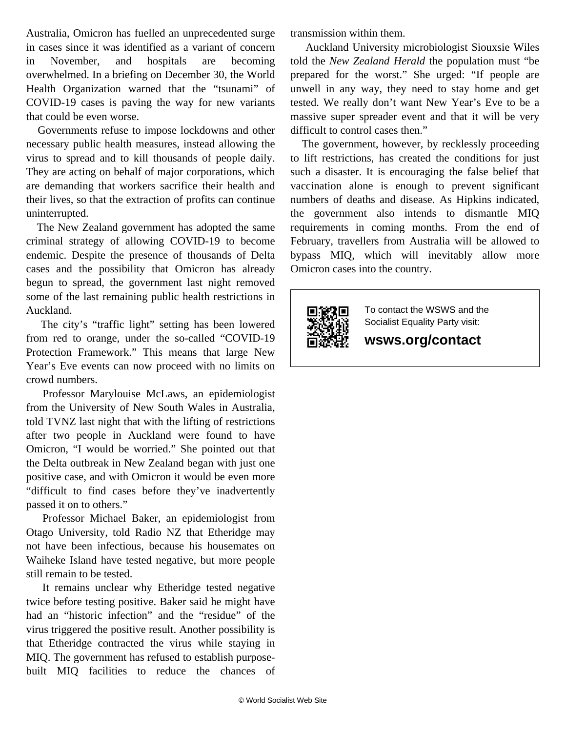Australia, Omicron has fuelled an unprecedented surge in cases since it was identified as a variant of concern in November, and hospitals are becoming overwhelmed. In a briefing on December 30, the World Health Organization warned that the “tsunami” of COVID-19 cases is paving the way for new variants that could be even worse.

Governments refuse to impose lockdowns and other necessary public health measures, instead allowing the virus to spread and to kill thousands of people daily. They are acting on behalf of major corporations, which are demanding that workers sacrifice their health and their lives, so that the extraction of profits can continue uninterrupted.

The New Zealand government has adopted the same criminal strategy of allowing COVID-19 to become endemic. Despite the presence of thousands of Delta cases and the possibility that Omicron has already begun to spread, the government last night removed some of the last remaining public health restrictions in Auckland.

The city’s “traffic light” setting has been lowered from red to orange, under the so-called “COVID-19 Protection Framework.” This means that large New Year’s Eve events can now proceed with no limits on crowd numbers.

Professor Marylouise McLaws, an epidemiologist from the University of New South Wales in Australia, told TVNZ last night that with the lifting of restrictions after two people in Auckland were found to have Omicron, “I would be worried.” She pointed out that the Delta outbreak in New Zealand began with just one positive case, and with Omicron it would be even more “difficult to find cases before they’ve inadvertently passed it on to others.”

Professor Michael Baker, an epidemiologist from Otago University, told Radio NZ that Etheridge may not have been infectious, because his housemates on Waiheke Island have tested negative, but more people still remain to be tested.

It remains unclear why Etheridge tested negative twice before testing positive. Baker said he might have had an “historic infection” and the “residue” of the virus triggered the positive result. Another possibility is that Etheridge contracted the virus while staying in MIQ. The government has refused to establish purpose-built MIQ facilities to reduce the chances of transmission within them.

Auckland University microbiologist Siouxsie Wiles told the *New Zealand Herald* the population must “be prepared for the worst.” She urged: “If people are unwell in any way, they need to stay home and get tested. We really don’t want New Year’s Eve to be a massive super spreader event and that it will be very difficult to control cases then.”

The government, however, by recklessly proceeding to lift restrictions, has created the conditions for just such a disaster. It is encouraging the false belief that vaccination alone is enough to prevent significant numbers of deaths and disease. As Hipkins indicated, the government also intends to dismantle MIQ requirements in coming months. From the end of February, travellers from Australia will be allowed to bypass MIQ, which will inevitably allow more Omicron cases into the country.

To contact the WSWS and the Socialist Equality Party visit:

**wsws.org/contact**